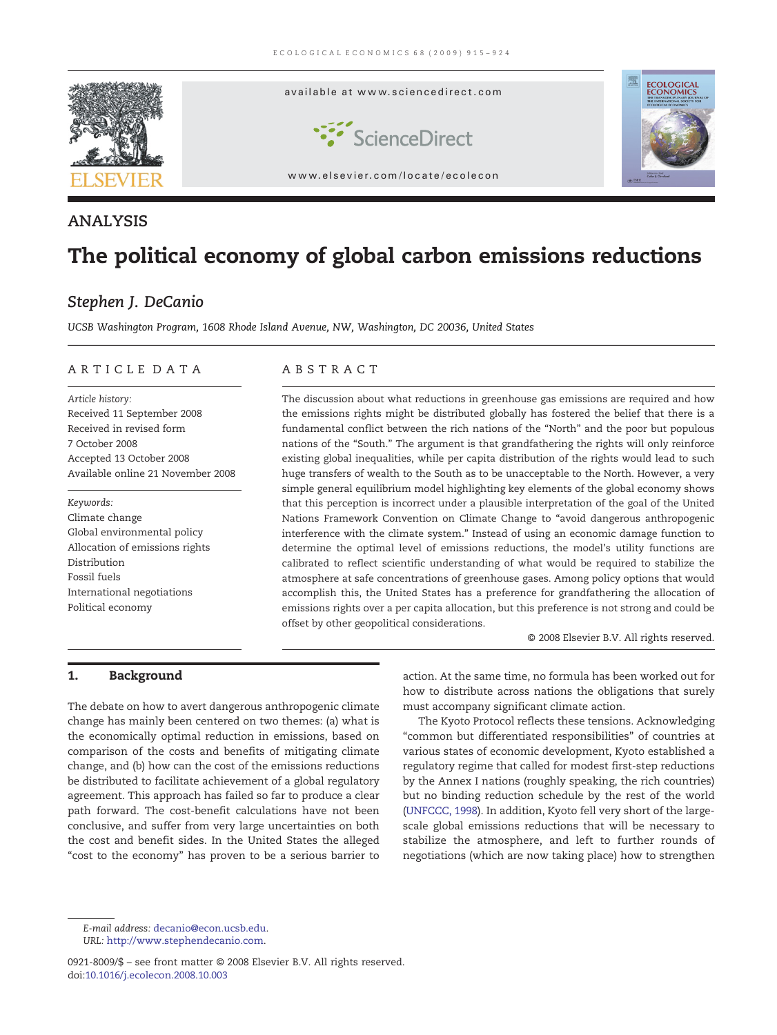ANALYSIS

# The political economy of global carbon emissions reductions

*Stephen J. DeCanio*

*UCSB Washington Program, 1608 Rhode Island Avenue, NW, Washington, DC 20036, United States*

## ARTICLE DATA

*Article history:*
Received 11 September 2008
Received in revised form
7 October 2008
Accepted 13 October 2008
Available online 21 November 2008

*Keywords:*
Climate change
Global environmental policy
Allocation of emissions rights
Distribution
Fossil fuels
International negotiations
Political economy

## ABSTRACT

The discussion about what reductions in greenhouse gas emissions are required and how the emissions rights might be distributed globally has fostered the belief that there is a fundamental conflict between the rich nations of the "North" and the poor but populous nations of the "South." The argument is that grandfathering the rights will only reinforce existing global inequalities, while per capita distribution of the rights would lead to such huge transfers of wealth to the South as to be unacceptable to the North. However, a very simple general equilibrium model highlighting key elements of the global economy shows that this perception is incorrect under a plausible interpretation of the goal of the United Nations Framework Convention on Climate Change to "avoid dangerous anthropogenic interference with the climate system." Instead of using an economic damage function to determine the optimal level of emissions reductions, the model's utility functions are calibrated to reflect scientific understanding of what would be required to stabilize the atmosphere at safe concentrations of greenhouse gases. Among policy options that would accomplish this, the United States has a preference for grandfathering the allocation of emissions rights over a per capita allocation, but this preference is not strong and could be offset by other geopolitical considerations.

© 2008 Elsevier B.V. All rights reserved.

## 1. Background

The debate on how to avert dangerous anthropogenic climate change has mainly been centered on two themes: (a) what is the economically optimal reduction in emissions, based on comparison of the costs and benefits of mitigating climate change, and (b) how can the cost of the emissions reductions be distributed to facilitate achievement of a global regulatory agreement. This approach has failed so far to produce a clear path forward. The cost-benefit calculations have not been conclusive, and suffer from very large uncertainties on both the cost and benefit sides. In the United States the alleged "cost to the economy" has proven to be a serious barrier to action. At the same time, no formula has been worked out for how to distribute across nations the obligations that surely must accompany significant climate action.

The Kyoto Protocol reflects these tensions. Acknowledging "common but differentiated responsibilities" of countries at various states of economic development, Kyoto established a regulatory regime that called for modest first-step reductions by the Annex I nations (roughly speaking, the rich countries) but no binding reduction schedule by the rest of the world (UNFCCC, 1998). In addition, Kyoto fell very short of the large-scale global emissions reductions that will be necessary to stabilize the atmosphere, and left to further rounds of negotiations (which are now taking place) how to strengthen

---

*E-mail address:* decanio@econ.ucsb.edu.
*URL:* http://www.stephendecanio.com.

0921-8009/$ – see front matter © 2008 Elsevier B.V. All rights reserved.
doi:10.1016/j.ecolecon.2008.10.003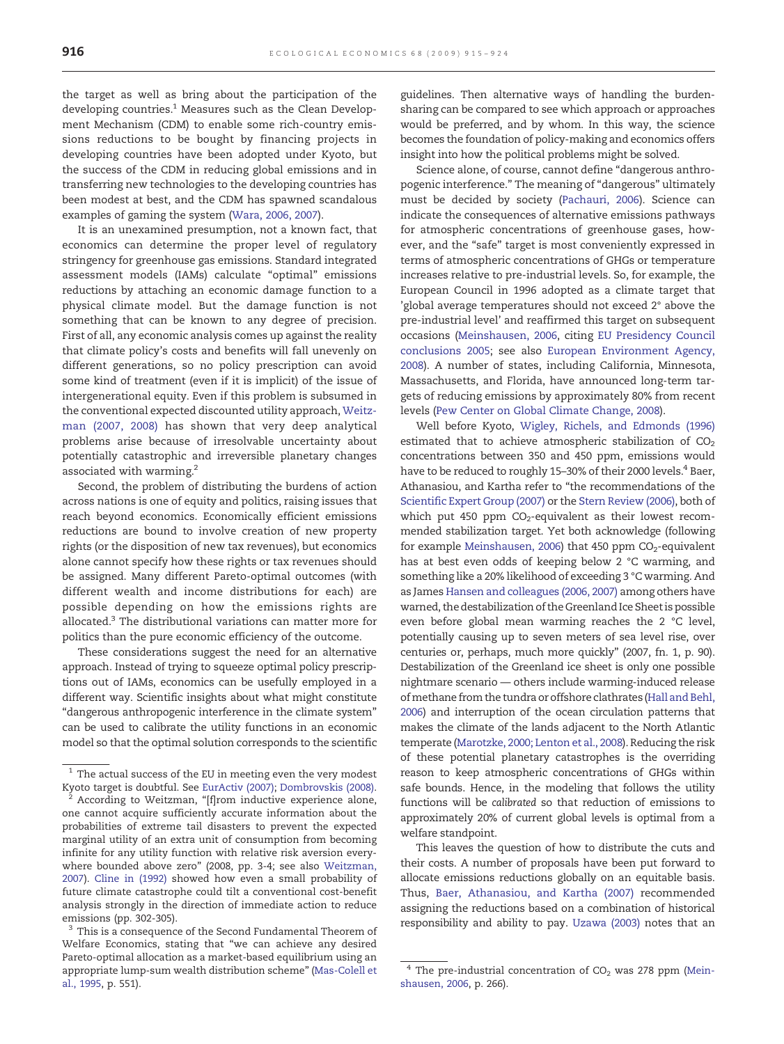the target as well as bring about the participation of the developing countries.[1] Measures such as the Clean Development Mechanism (CDM) to enable some rich-country emissions reductions to be bought by financing projects in developing countries have been adopted under Kyoto, but the success of the CDM in reducing global emissions and in transferring new technologies to the developing countries has been modest at best, and the CDM has spawned scandalous examples of gaming the system (Wara, 2006, 2007).

It is an unexamined presumption, not a known fact, that economics can determine the proper level of regulatory stringency for greenhouse gas emissions. Standard integrated assessment models (IAMs) calculate "optimal" emissions reductions by attaching an economic damage function to a physical climate model. But the damage function is not something that can be known to any degree of precision. First of all, any economic analysis comes up against the reality that climate policy's costs and benefits will fall unevenly on different generations, so no policy prescription can avoid some kind of treatment (even if it is implicit) of the issue of intergenerational equity. Even if this problem is subsumed in the conventional expected discounted utility approach, Weitzman (2007, 2008) has shown that very deep analytical problems arise because of irresolvable uncertainty about potentially catastrophic and irreversible planetary changes associated with warming.[2]

Second, the problem of distributing the burdens of action across nations is one of equity and politics, raising issues that reach beyond economics. Economically efficient emissions reductions are bound to involve creation of new property rights (or the disposition of new tax revenues), but economics alone cannot specify how these rights or tax revenues should be assigned. Many different Pareto-optimal outcomes (with different wealth and income distributions for each) are possible depending on how the emissions rights are allocated.[3] The distributional variations can matter more for politics than the pure economic efficiency of the outcome.

These considerations suggest the need for an alternative approach. Instead of trying to squeeze optimal policy prescriptions out of IAMs, economics can be usefully employed in a different way. Scientific insights about what might constitute "dangerous anthropogenic interference in the climate system" can be used to calibrate the utility functions in an economic model so that the optimal solution corresponds to the scientific guidelines. Then alternative ways of handling the burden-sharing can be compared to see which approach or approaches would be preferred, and by whom. In this way, the science becomes the foundation of policy-making and economics offers insight into how the political problems might be solved.

Science alone, of course, cannot define "dangerous anthropogenic interference." The meaning of "dangerous" ultimately must be decided by society (Pachauri, 2006). Science can indicate the consequences of alternative emissions pathways for atmospheric concentrations of greenhouse gases, however, and the "safe" target is most conveniently expressed in terms of atmospheric concentrations of GHGs or temperature increases relative to pre-industrial levels. So, for example, the European Council in 1996 adopted as a climate target that 'global average temperatures should not exceed 2° above the pre-industrial level' and reaffirmed this target on subsequent occasions (Meinshausen, 2006, citing EU Presidency Council conclusions 2005; see also European Environment Agency, 2008). A number of states, including California, Minnesota, Massachusetts, and Florida, have announced long-term targets of reducing emissions by approximately 80% from recent levels (Pew Center on Global Climate Change, 2008).

Well before Kyoto, Wigley, Richels, and Edmonds (1996) estimated that to achieve atmospheric stabilization of $CO_2$ concentrations between 350 and 450 ppm, emissions would have to be reduced to roughly 15–30% of their 2000 levels.[4] Baer, Athanasiou, and Kartha refer to "the recommendations of the Scientific Expert Group (2007) or the Stern Review (2006), both of which put 450 ppm $CO_2$-equivalent as their lowest recommended stabilization target. Yet both acknowledge (following for example Meinshausen, 2006) that 450 ppm $CO_2$-equivalent has at best even odds of keeping below 2 °C warming, and something like a 20% likelihood of exceeding 3 °C warming. And as James Hansen and colleagues (2006, 2007) among others have warned, the destabilization of the Greenland Ice Sheet is possible even before global mean warming reaches the 2 °C level, potentially causing up to seven meters of sea level rise, over centuries or, perhaps, much more quickly" (2007, fn. 1, p. 90). Destabilization of the Greenland ice sheet is only one possible nightmare scenario — others include warming-induced release of methane from the tundra or offshore clathrates (Hall and Behl, 2006) and interruption of the ocean circulation patterns that makes the climate of the lands adjacent to the North Atlantic temperate (Marotzke, 2000; Lenton et al., 2008). Reducing the risk of these potential planetary catastrophes is the overriding reason to keep atmospheric concentrations of GHGs within safe bounds. Hence, in the modeling that follows the utility functions will be *calibrated* so that reduction of emissions to approximately 20% of current global levels is optimal from a welfare standpoint.

This leaves the question of how to distribute the cuts and their costs. A number of proposals have been put forward to allocate emissions reductions globally on an equitable basis. Thus, Baer, Athanasiou, and Kartha (2007) recommended assigning the reductions based on a combination of historical responsibility and ability to pay. Uzawa (2003) notes that an

---

[1] The actual success of the EU in meeting even the very modest Kyoto target is doubtful. See EurActiv (2007); Dombrovskis (2008).

[2] According to Weitzman, "[f]rom inductive experience alone, one cannot acquire sufficiently accurate information about the probabilities of extreme tail disasters to prevent the expected marginal utility of an extra unit of consumption from becoming infinite for any utility function with relative risk aversion everywhere bounded above zero" (2008, pp. 3-4; see also Weitzman, 2007). Cline in (1992) showed how even a small probability of future climate catastrophe could tilt a conventional cost-benefit analysis strongly in the direction of immediate action to reduce emissions (pp. 302-305).

[3] This is a consequence of the Second Fundamental Theorem of Welfare Economics, stating that "we can achieve any desired Pareto-optimal allocation as a market-based equilibrium using an appropriate lump-sum wealth distribution scheme" (Mas-Colell et al., 1995, p. 551).

[4] The pre-industrial concentration of $CO_2$ was 278 ppm (Meinshausen, 2006, p. 266).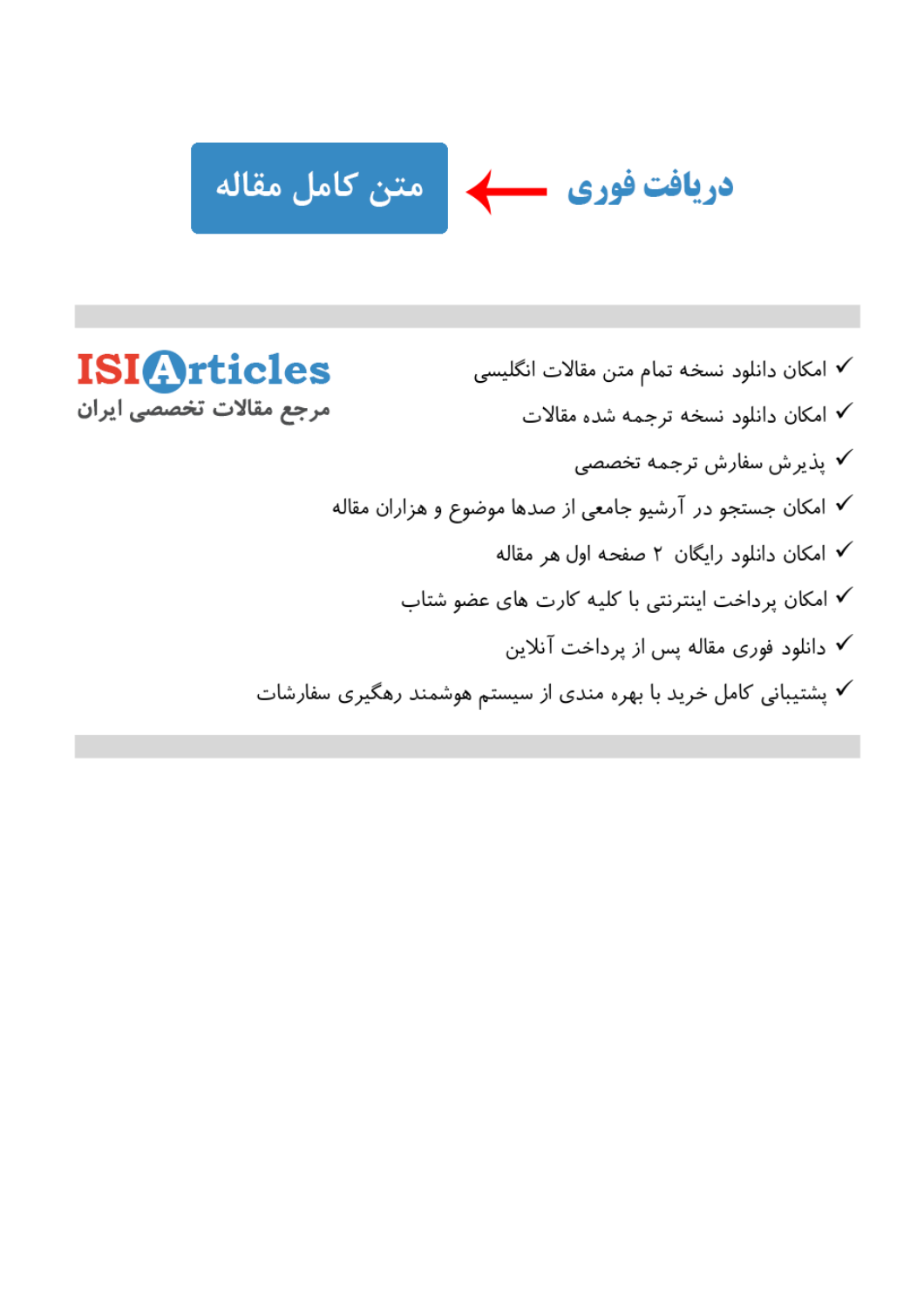دریافت فوری ← متن کامل مقاله

**ISIArticles**
مرجع مقالات تخصصی ایران

- ✓ امکان دانلود نسخه تمام متن مقالات انگلیسی
- ✓ امکان دانلود نسخه ترجمه شده مقالات
- ✓ پذیرش سفارش ترجمه تخصصی
- ✓ امکان جستجو در آرشیو جامعی از صدها موضوع و هزاران مقاله
- ✓ امکان دانلود رایگان ۲ صفحه اول هر مقاله
- ✓ امکان پرداخت اینترنتی با کلیه کارت های عضو شتاب
- ✓ دانلود فوری مقاله پس از پرداخت آنلاین
- ✓ پشتیبانی کامل خرید با بهره مندی از سیستم هوشمند رهگیری سفارشات